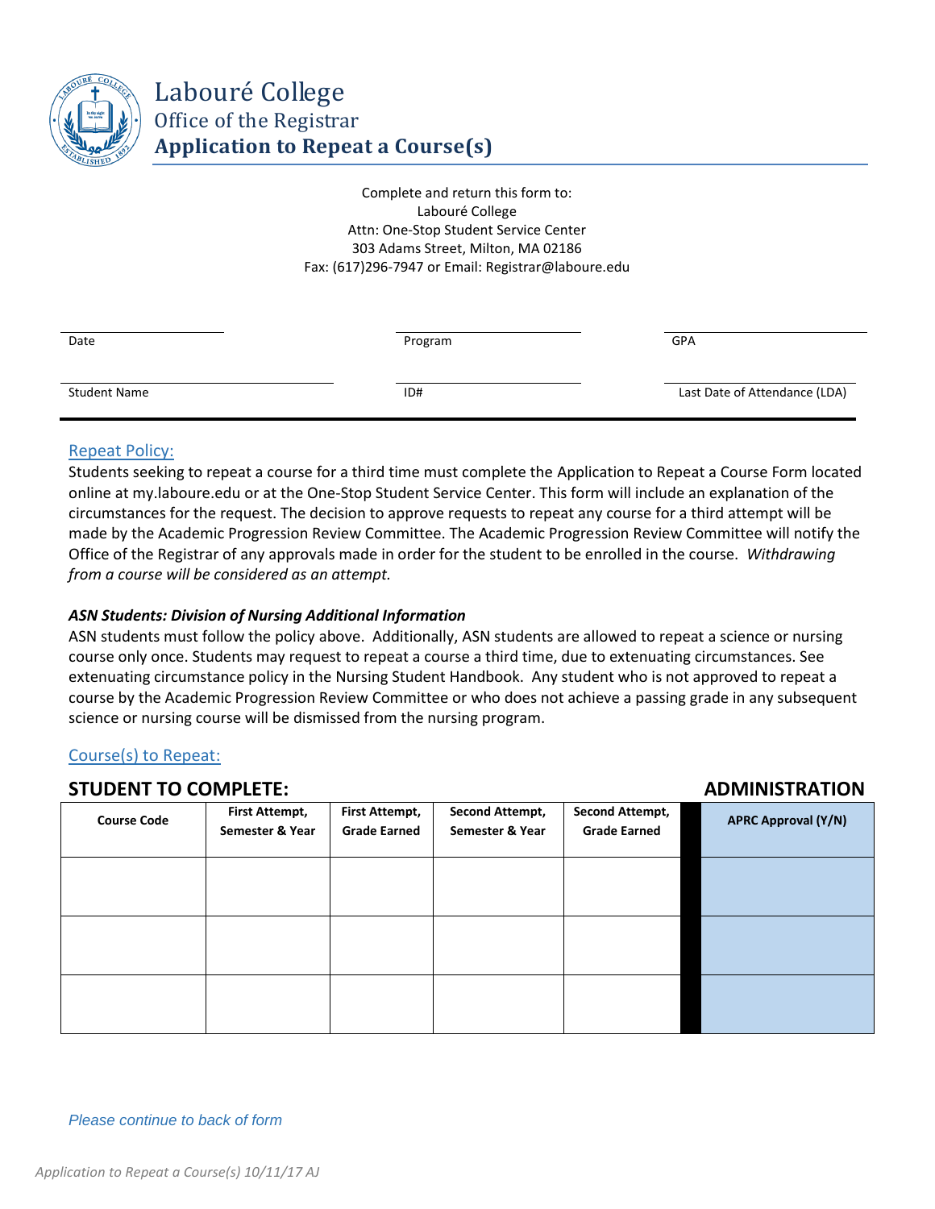# Labouré College

## Office of the Registrar

## Application to Repeat a Course(s)

Complete and return this form to:
Labouré College
Attn: One-Stop Student Service Center
303 Adams Street, Milton, MA 02186
Fax: (617)296-7947 or Email: Registrar@laboure.edu

| | | |
|---|---|---|
| Date | Program | GPA |
| Student Name | ID# | Last Date of Attendance (LDA) |

### Repeat Policy:

Students seeking to repeat a course for a third time must complete the Application to Repeat a Course Form located online at my.laboure.edu or at the One-Stop Student Service Center. This form will include an explanation of the circumstances for the request. The decision to approve requests to repeat any course for a third attempt will be made by the Academic Progression Review Committee. The Academic Progression Review Committee will notify the Office of the Registrar of any approvals made in order for the student to be enrolled in the course. *Withdrawing from a course will be considered as an attempt.*

***ASN Students: Division of Nursing Additional Information***

ASN students must follow the policy above. Additionally, ASN students are allowed to repeat a science or nursing course only once. Students may request to repeat a course a third time, due to extenuating circumstances. See extenuating circumstance policy in the Nursing Student Handbook. Any student who is not approved to repeat a course by the Academic Progression Review Committee or who does not achieve a passing grade in any subsequent science or nursing course will be dismissed from the nursing program.

### Course(s) to Repeat:

**STUDENT TO COMPLETE:** **ADMINISTRATION**

| Course Code | First Attempt, Semester & Year | First Attempt, Grade Earned | Second Attempt, Semester & Year | Second Attempt, Grade Earned | APRC Approval (Y/N) |
|---|---|---|---|---|---|
| | | | | | |
| | | | | | |
| | | | | | |

*Please continue to back of form*

*Application to Repeat a Course(s) 10/11/17 AJ*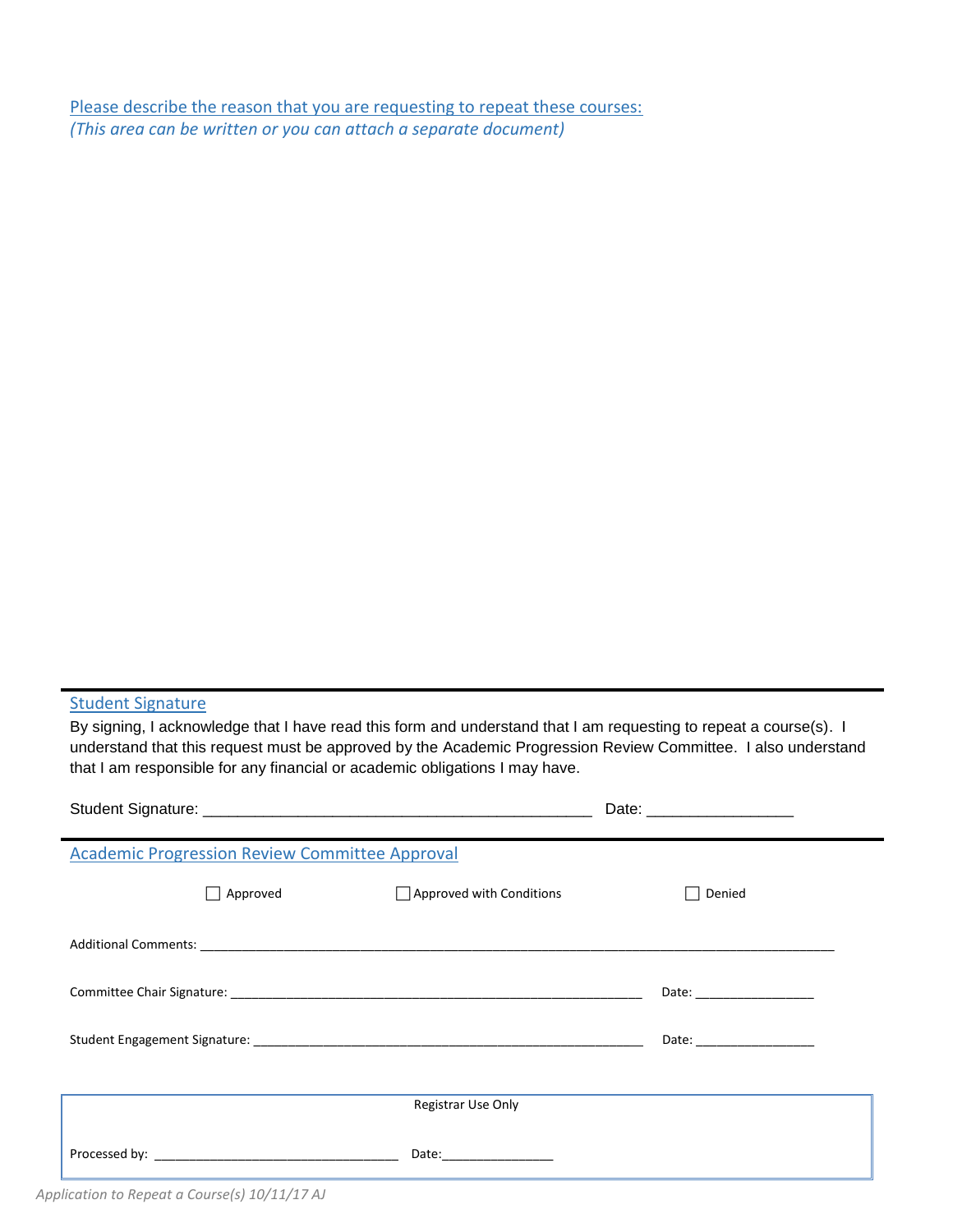Please describe the reason that you are requesting to repeat these courses:

*(This area can be written or you can attach a separate document)*

## Student Signature

By signing, I acknowledge that I have read this form and understand that I am requesting to repeat a course(s). I understand that this request must be approved by the Academic Progression Review Committee. I also understand that I am responsible for any financial or academic obligations I may have.

Student Signature: _____________________________________________ Date: ________________

## Academic Progression Review Committee Approval

☐ Approved ☐ Approved with Conditions ☐ Denied

Additional Comments: _______________________________________________________________________________________

Committee Chair Signature: __________________________________________________________ Date: ________________

Student Engagement Signature: _______________________________________________________ Date: ________________

Registrar Use Only

Processed by: ___________________________________ Date:_______________

*Application to Repeat a Course(s) 10/11/17 AJ*